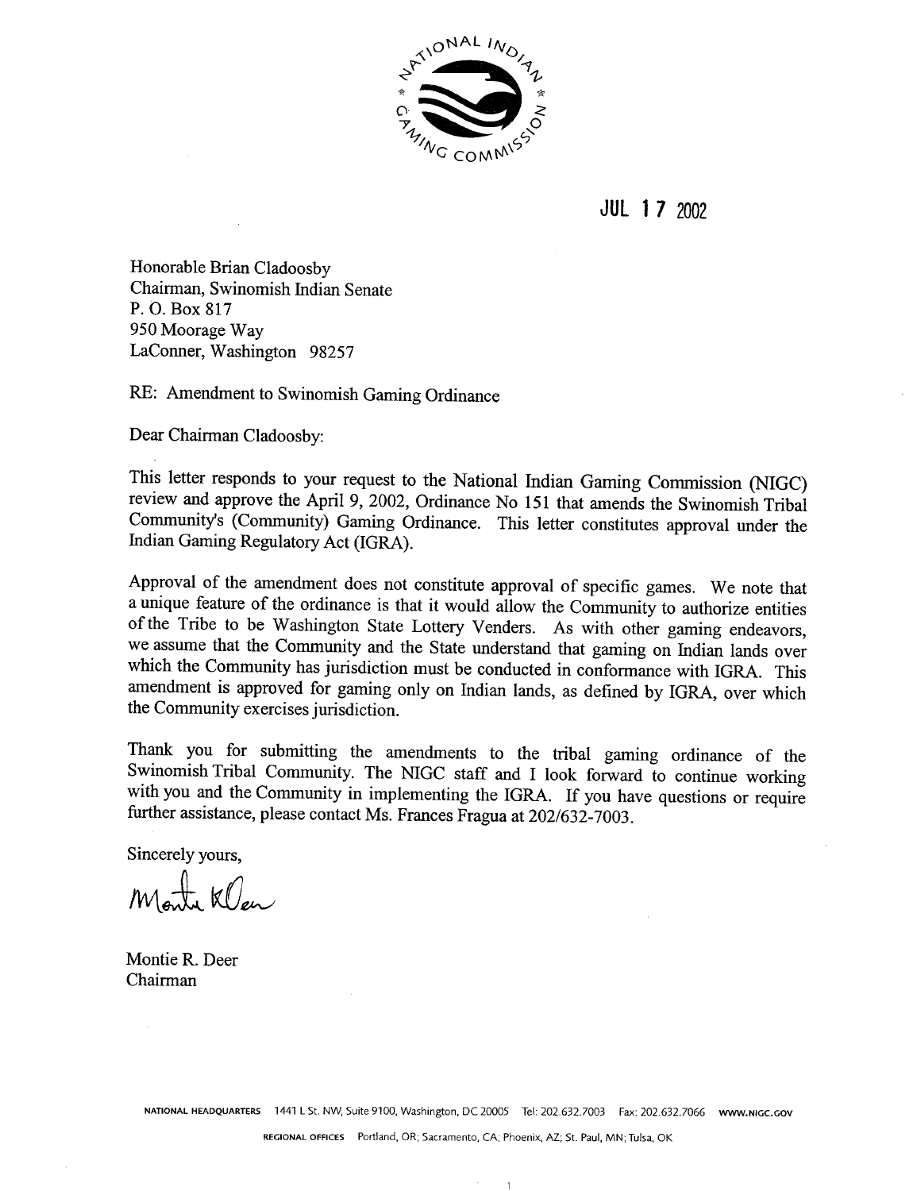JUL 17 2002

Honorable Brian Cladoosby
Chairman, Swinomish Indian Senate
P. O. Box 817
950 Moorage Way
LaConner, Washington 98257

RE: Amendment to Swinomish Gaming Ordinance

Dear Chairman Cladoosby:

This letter responds to your request to the National Indian Gaming Commission (NIGC) review and approve the April 9, 2002, Ordinance No 151 that amends the Swinomish Tribal Community's (Community) Gaming Ordinance. This letter constitutes approval under the Indian Gaming Regulatory Act (IGRA).

Approval of the amendment does not constitute approval of specific games. We note that a unique feature of the ordinance is that it would allow the Community to authorize entities of the Tribe to be Washington State Lottery Venders. As with other gaming endeavors, we assume that the Community and the State understand that gaming on Indian lands over which the Community has jurisdiction must be conducted in conformance with IGRA. This amendment is approved for gaming only on Indian lands, as defined by IGRA, over which the Community exercises jurisdiction.

Thank you for submitting the amendments to the tribal gaming ordinance of the Swinomish Tribal Community. The NIGC staff and I look forward to continue working with you and the Community in implementing the IGRA. If you have questions or require further assistance, please contact Ms. Frances Fragua at 202/632-7003.

Sincerely yours,

Montie R. Deer
Chairman

NATIONAL HEADQUARTERS 1441 L St. NW, Suite 9100, Washington, DC 20005 Tel: 202.632.7003 Fax: 202.632.7066 WWW.NIGC.GOV

REGIONAL OFFICES Portland, OR; Sacramento, CA; Phoenix, AZ; St. Paul, MN; Tulsa, OK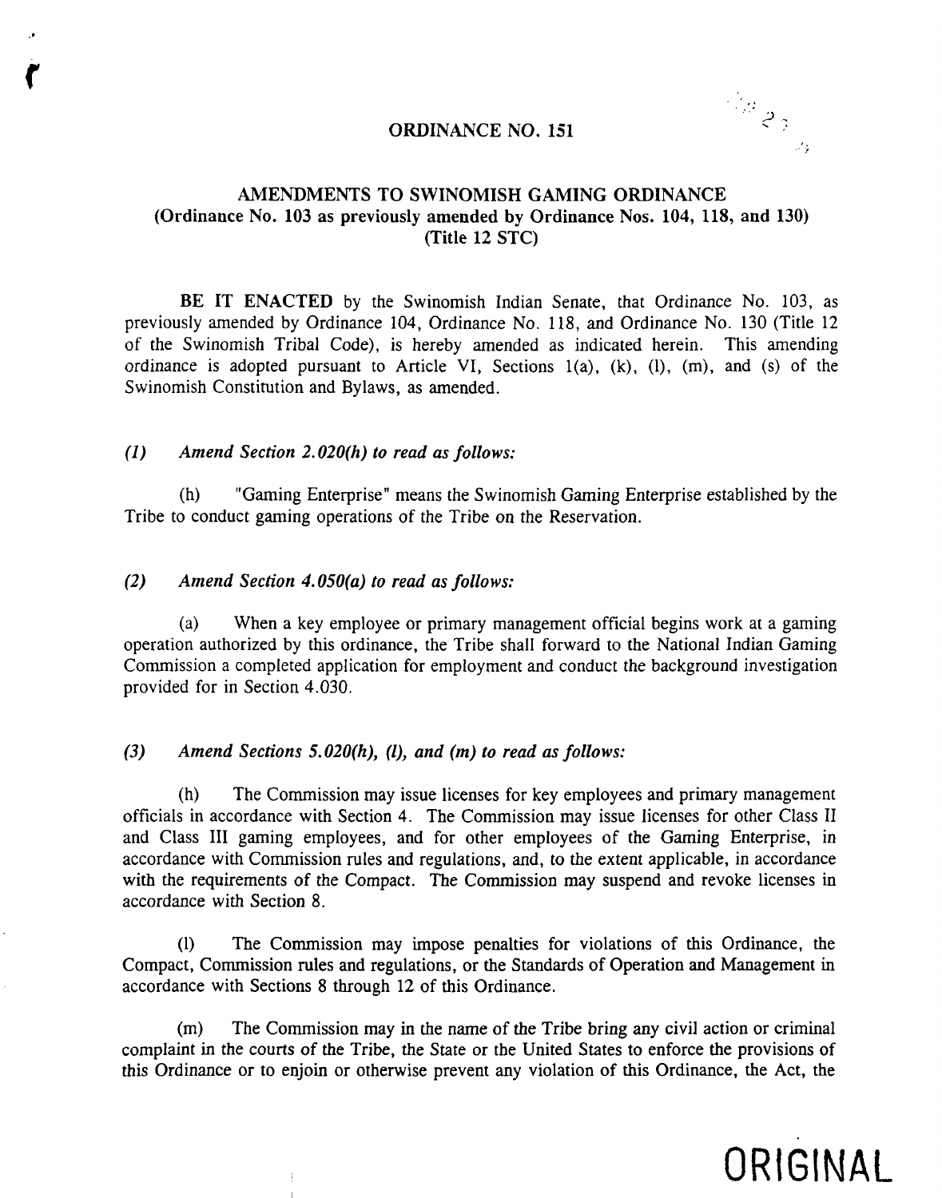ORDINANCE NO. 151

AMENDMENTS TO SWINOMISH GAMING ORDINANCE
(Ordinance No. 103 as previously amended by Ordinance Nos. 104, 118, and 130)
(Title 12 STC)

**BE IT ENACTED** by the Swinomish Indian Senate, that Ordinance No. 103, as previously amended by Ordinance 104, Ordinance No. 118, and Ordinance No. 130 (Title 12 of the Swinomish Tribal Code), is hereby amended as indicated herein. This amending ordinance is adopted pursuant to Article VI, Sections 1(a), (k), (l), (m), and (s) of the Swinomish Constitution and Bylaws, as amended.

*(1) Amend Section 2.020(h) to read as follows:*

(h) "Gaming Enterprise" means the Swinomish Gaming Enterprise established by the Tribe to conduct gaming operations of the Tribe on the Reservation.

*(2) Amend Section 4.050(a) to read as follows:*

(a) When a key employee or primary management official begins work at a gaming operation authorized by this ordinance, the Tribe shall forward to the National Indian Gaming Commission a completed application for employment and conduct the background investigation provided for in Section 4.030.

*(3) Amend Sections 5.020(h), (l), and (m) to read as follows:*

(h) The Commission may issue licenses for key employees and primary management officials in accordance with Section 4. The Commission may issue licenses for other Class II and Class III gaming employees, and for other employees of the Gaming Enterprise, in accordance with Commission rules and regulations, and, to the extent applicable, in accordance with the requirements of the Compact. The Commission may suspend and revoke licenses in accordance with Section 8.

(l) The Commission may impose penalties for violations of this Ordinance, the Compact, Commission rules and regulations, or the Standards of Operation and Management in accordance with Sections 8 through 12 of this Ordinance.

(m) The Commission may in the name of the Tribe bring any civil action or criminal complaint in the courts of the Tribe, the State or the United States to enforce the provisions of this Ordinance or to enjoin or otherwise prevent any violation of this Ordinance, the Act, the

ORIGINAL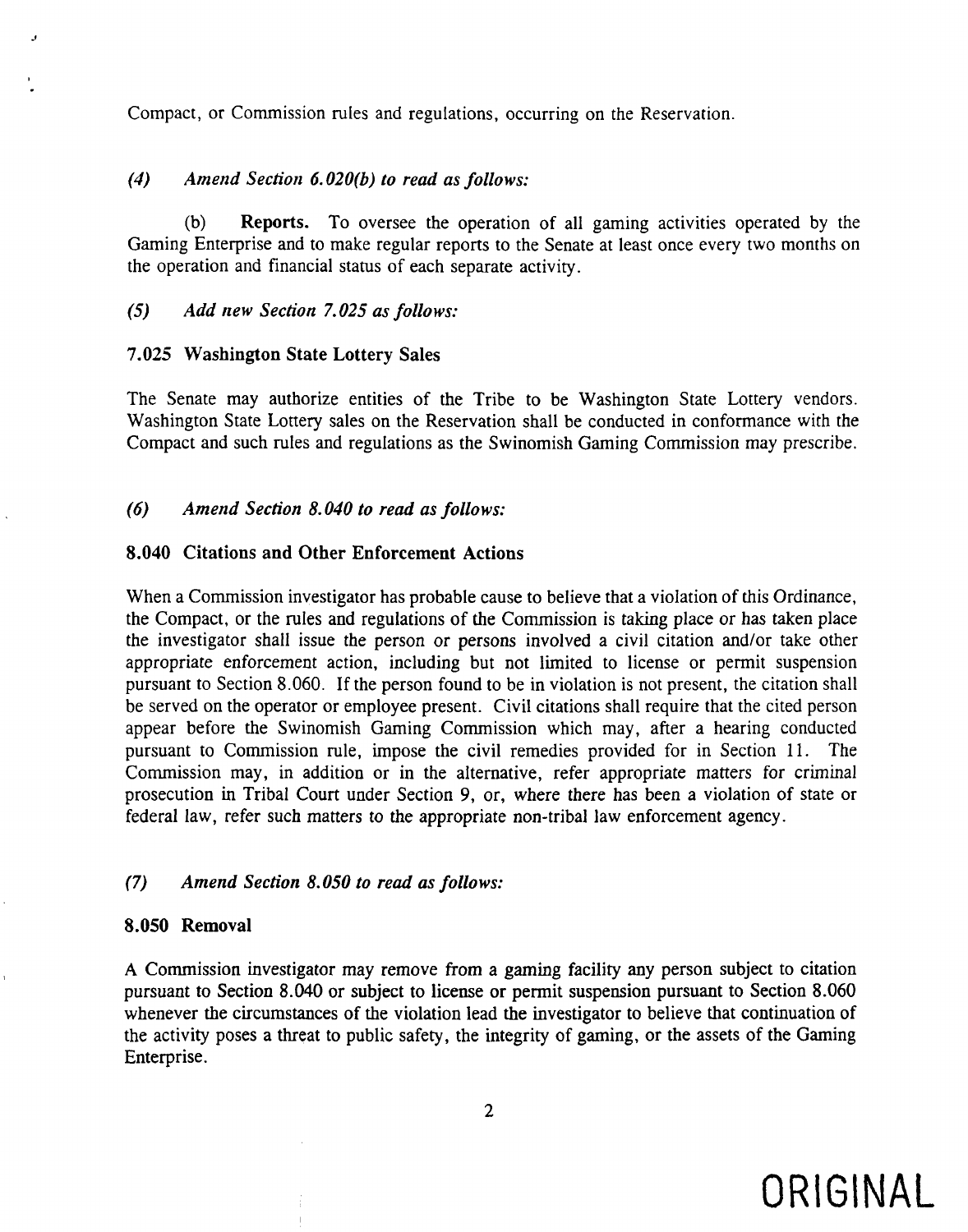Compact, or Commission rules and regulations, occurring on the Reservation.

*(4) Amend Section 6.020(b) to read as follows:*

(b) **Reports.** To oversee the operation of all gaming activities operated by the Gaming Enterprise and to make regular reports to the Senate at least once every two months on the operation and financial status of each separate activity.

*(5) Add new Section 7.025 as follows:*

**7.025 Washington State Lottery Sales**

The Senate may authorize entities of the Tribe to be Washington State Lottery vendors. Washington State Lottery sales on the Reservation shall be conducted in conformance with the Compact and such rules and regulations as the Swinomish Gaming Commission may prescribe.

*(6) Amend Section 8.040 to read as follows:*

**8.040 Citations and Other Enforcement Actions**

When a Commission investigator has probable cause to believe that a violation of this Ordinance, the Compact, or the rules and regulations of the Commission is taking place or has taken place the investigator shall issue the person or persons involved a civil citation and/or take other appropriate enforcement action, including but not limited to license or permit suspension pursuant to Section 8.060. If the person found to be in violation is not present, the citation shall be served on the operator or employee present. Civil citations shall require that the cited person appear before the Swinomish Gaming Commission which may, after a hearing conducted pursuant to Commission rule, impose the civil remedies provided for in Section 11. The Commission may, in addition or in the alternative, refer appropriate matters for criminal prosecution in Tribal Court under Section 9, or, where there has been a violation of state or federal law, refer such matters to the appropriate non-tribal law enforcement agency.

*(7) Amend Section 8.050 to read as follows:*

**8.050 Removal**

A Commission investigator may remove from a gaming facility any person subject to citation pursuant to Section 8.040 or subject to license or permit suspension pursuant to Section 8.060 whenever the circumstances of the violation lead the investigator to believe that continuation of the activity poses a threat to public safety, the integrity of gaming, or the assets of the Gaming Enterprise.

ORIGINAL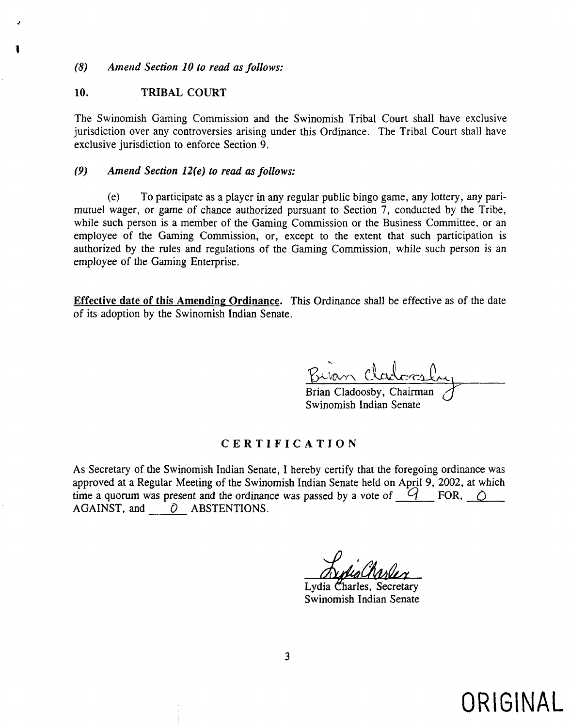*(8) Amend Section 10 to read as follows:*

**10. TRIBAL COURT**

The Swinomish Gaming Commission and the Swinomish Tribal Court shall have exclusive jurisdiction over any controversies arising under this Ordinance. The Tribal Court shall have exclusive jurisdiction to enforce Section 9.

*(9) Amend Section 12(e) to read as follows:*

(e) To participate as a player in any regular public bingo game, any lottery, any pari-mutuel wager, or game of chance authorized pursuant to Section 7, conducted by the Tribe, while such person is a member of the Gaming Commission or the Business Committee, or an employee of the Gaming Commission, or, except to the extent that such participation is authorized by the rules and regulations of the Gaming Commission, while such person is an employee of the Gaming Enterprise.

**Effective date of this Amending Ordinance.** This Ordinance shall be effective as of the date of its adoption by the Swinomish Indian Senate.

Brian Cladoosby

Brian Cladoosby, Chairman
Swinomish Indian Senate

## CERTIFICATION

As Secretary of the Swinomish Indian Senate, I hereby certify that the foregoing ordinance was approved at a Regular Meeting of the Swinomish Indian Senate held on April 9, 2002, at which time a quorum was present and the ordinance was passed by a vote of 9 FOR, 0 AGAINST, and 0 ABSTENTIONS.

Lydia Charles

Lydia Charles, Secretary
Swinomish Indian Senate

ORIGINAL